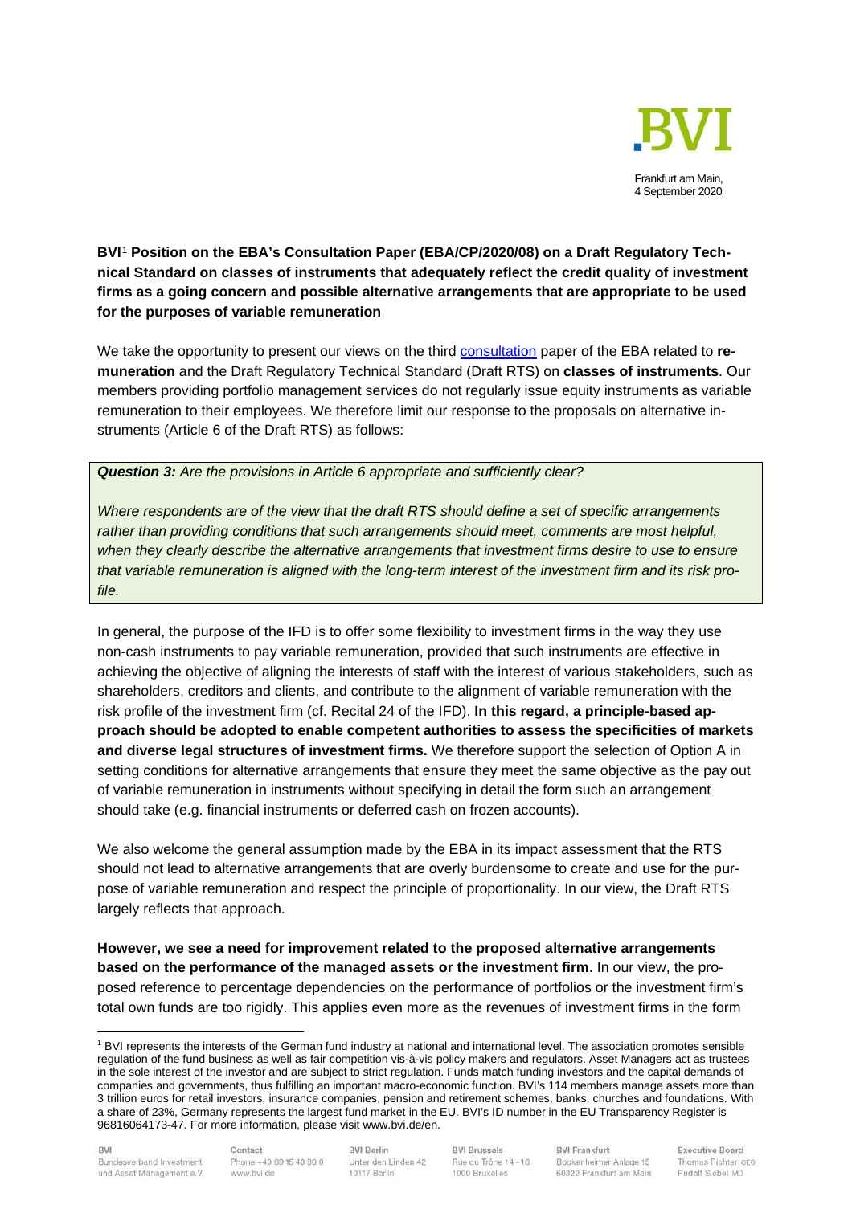Frankfurt am Main,
4 September 2020

**BVI[1] Position on the EBA's Consultation Paper (EBA/CP/2020/08) on a Draft Regulatory Technical Standard on classes of instruments that adequately reflect the credit quality of investment firms as a going concern and possible alternative arrangements that are appropriate to be used for the purposes of variable remuneration**

We take the opportunity to present our views on the third consultation paper of the EBA related to **remuneration** and the Draft Regulatory Technical Standard (Draft RTS) on **classes of instruments**. Our members providing portfolio management services do not regularly issue equity instruments as variable remuneration to their employees. We therefore limit our response to the proposals on alternative instruments (Article 6 of the Draft RTS) as follows:

***Question 3:*** *Are the provisions in Article 6 appropriate and sufficiently clear?*

*Where respondents are of the view that the draft RTS should define a set of specific arrangements rather than providing conditions that such arrangements should meet, comments are most helpful, when they clearly describe the alternative arrangements that investment firms desire to use to ensure that variable remuneration is aligned with the long-term interest of the investment firm and its risk profile.*

In general, the purpose of the IFD is to offer some flexibility to investment firms in the way they use non-cash instruments to pay variable remuneration, provided that such instruments are effective in achieving the objective of aligning the interests of staff with the interest of various stakeholders, such as shareholders, creditors and clients, and contribute to the alignment of variable remuneration with the risk profile of the investment firm (cf. Recital 24 of the IFD). **In this regard, a principle-based approach should be adopted to enable competent authorities to assess the specificities of markets and diverse legal structures of investment firms.** We therefore support the selection of Option A in setting conditions for alternative arrangements that ensure they meet the same objective as the pay out of variable remuneration in instruments without specifying in detail the form such an arrangement should take (e.g. financial instruments or deferred cash on frozen accounts).

We also welcome the general assumption made by the EBA in its impact assessment that the RTS should not lead to alternative arrangements that are overly burdensome to create and use for the purpose of variable remuneration and respect the principle of proportionality. In our view, the Draft RTS largely reflects that approach.

**However, we see a need for improvement related to the proposed alternative arrangements based on the performance of the managed assets or the investment firm**. In our view, the proposed reference to percentage dependencies on the performance of portfolios or the investment firm's total own funds are too rigidly. This applies even more as the revenues of investment firms in the form

---

[1] BVI represents the interests of the German fund industry at national and international level. The association promotes sensible regulation of the fund business as well as fair competition vis-à-vis policy makers and regulators. Asset Managers act as trustees in the sole interest of the investor and are subject to strict regulation. Funds match funding investors and the capital demands of companies and governments, thus fulfilling an important macro-economic function. BVI's 114 members manage assets more than 3 trillion euros for retail investors, insurance companies, pension and retirement schemes, banks, churches and foundations. With a share of 23%, Germany represents the largest fund market in the EU. BVI's ID number in the EU Transparency Register is 96816064173-47. For more information, please visit www.bvi.de/en.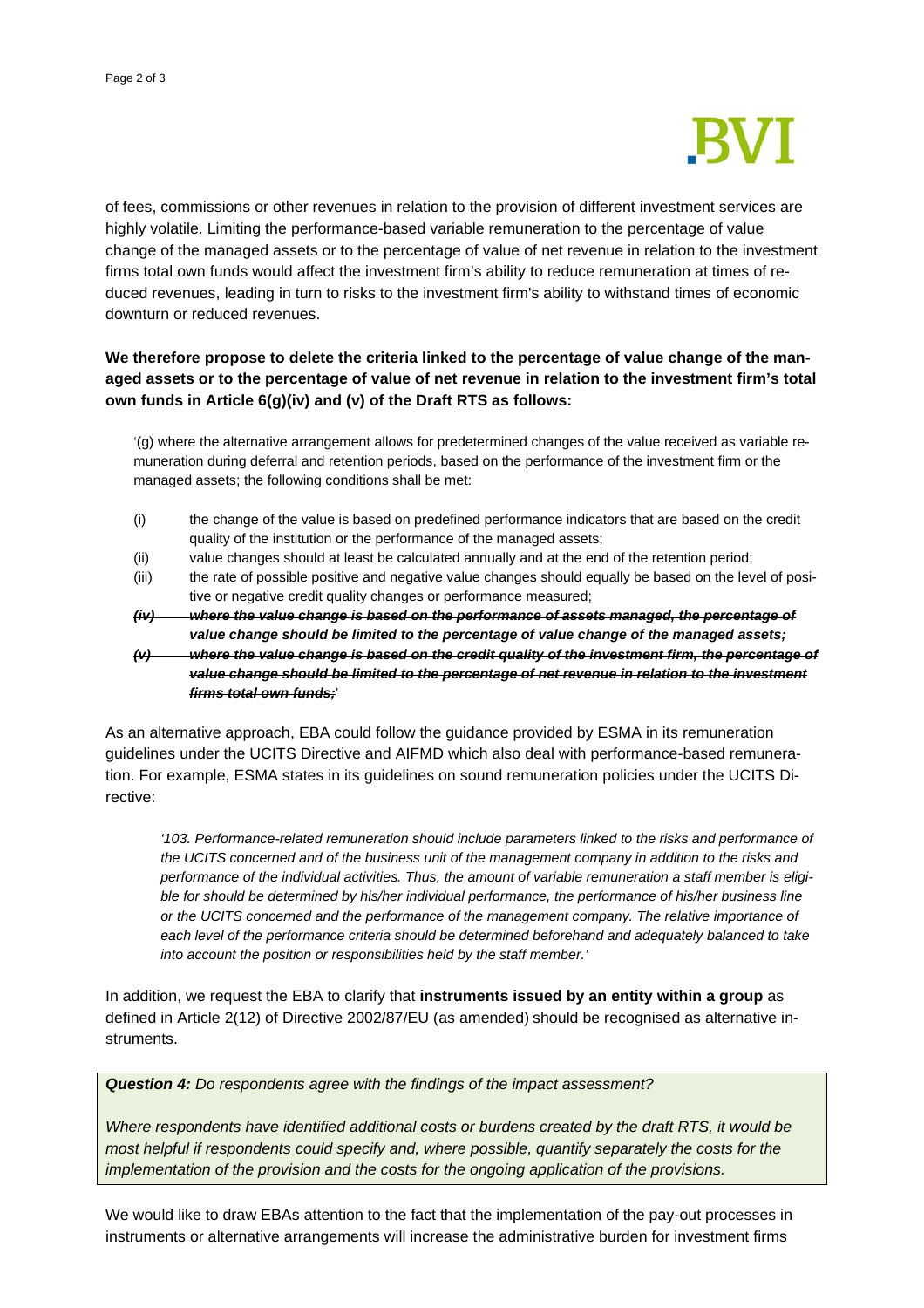of fees, commissions or other revenues in relation to the provision of different investment services are highly volatile. Limiting the performance-based variable remuneration to the percentage of value change of the managed assets or to the percentage of value of net revenue in relation to the investment firms total own funds would affect the investment firm's ability to reduce remuneration at times of reduced revenues, leading in turn to risks to the investment firm's ability to withstand times of economic downturn or reduced revenues.

**We therefore propose to delete the criteria linked to the percentage of value change of the managed assets or to the percentage of value of net revenue in relation to the investment firm's total own funds in Article 6(g)(iv) and (v) of the Draft RTS as follows:**

> '(g) where the alternative arrangement allows for predetermined changes of the value received as variable remuneration during deferral and retention periods, based on the performance of the investment firm or the managed assets; the following conditions shall be met:
>
> (i) the change of the value is based on predefined performance indicators that are based on the credit quality of the institution or the performance of the managed assets;
>
> (ii) value changes should at least be calculated annually and at the end of the retention period;
>
> (iii) the rate of possible positive and negative value changes should equally be based on the level of positive or negative credit quality changes or performance measured;
>
> ~~***(iv) where the value change is based on the performance of assets managed, the percentage of value change should be limited to the percentage of value change of the managed assets;***~~
>
> ~~***(v) where the value change is based on the credit quality of the investment firm, the percentage of value change should be limited to the percentage of net revenue in relation to the investment firms total own funds;***~~'

As an alternative approach, EBA could follow the guidance provided by ESMA in its remuneration guidelines under the UCITS Directive and AIFMD which also deal with performance-based remuneration. For example, ESMA states in its guidelines on sound remuneration policies under the UCITS Directive:

> *'103. Performance-related remuneration should include parameters linked to the risks and performance of the UCITS concerned and of the business unit of the management company in addition to the risks and performance of the individual activities. Thus, the amount of variable remuneration a staff member is eligible for should be determined by his/her individual performance, the performance of his/her business line or the UCITS concerned and the performance of the management company. The relative importance of each level of the performance criteria should be determined beforehand and adequately balanced to take into account the position or responsibilities held by the staff member.'*

In addition, we request the EBA to clarify that **instruments issued by an entity within a group** as defined in Article 2(12) of Directive 2002/87/EU (as amended) should be recognised as alternative instruments.

***Question 4:*** *Do respondents agree with the findings of the impact assessment?*

*Where respondents have identified additional costs or burdens created by the draft RTS, it would be most helpful if respondents could specify and, where possible, quantify separately the costs for the implementation of the provision and the costs for the ongoing application of the provisions.*

We would like to draw EBAs attention to the fact that the implementation of the pay-out processes in instruments or alternative arrangements will increase the administrative burden for investment firms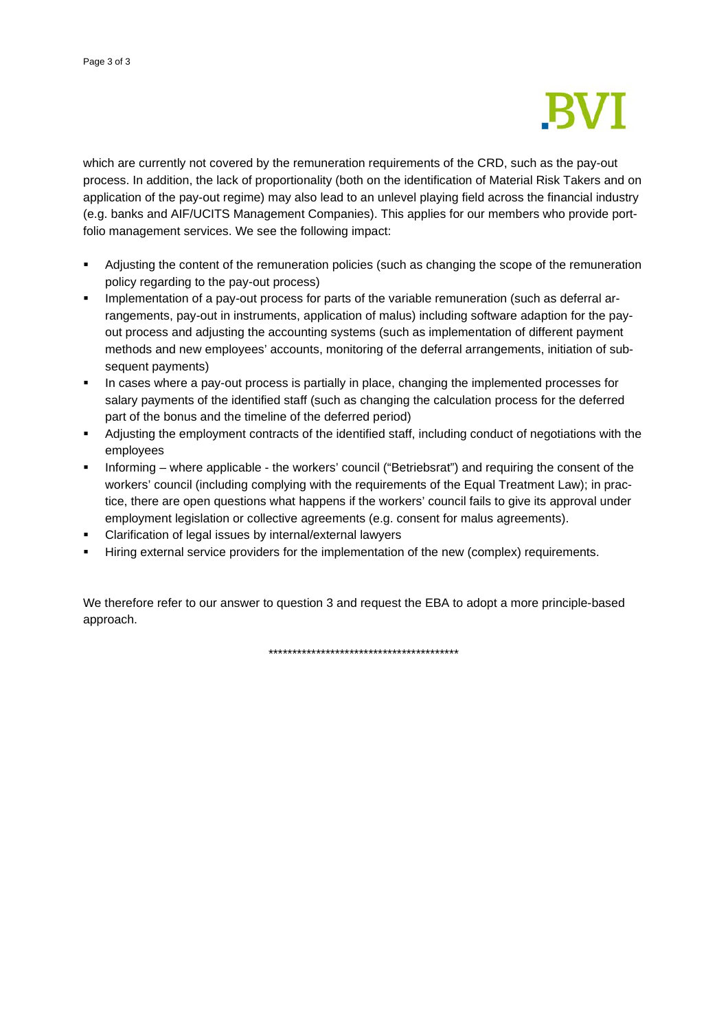which are currently not covered by the remuneration requirements of the CRD, such as the pay-out process. In addition, the lack of proportionality (both on the identification of Material Risk Takers and on application of the pay-out regime) may also lead to an unlevel playing field across the financial industry (e.g. banks and AIF/UCITS Management Companies). This applies for our members who provide portfolio management services. We see the following impact:

- Adjusting the content of the remuneration policies (such as changing the scope of the remuneration policy regarding to the pay-out process)
- Implementation of a pay-out process for parts of the variable remuneration (such as deferral arrangements, pay-out in instruments, application of malus) including software adaption for the pay-out process and adjusting the accounting systems (such as implementation of different payment methods and new employees' accounts, monitoring of the deferral arrangements, initiation of subsequent payments)
- In cases where a pay-out process is partially in place, changing the implemented processes for salary payments of the identified staff (such as changing the calculation process for the deferred part of the bonus and the timeline of the deferred period)
- Adjusting the employment contracts of the identified staff, including conduct of negotiations with the employees
- Informing – where applicable - the workers' council ("Betriebsrat") and requiring the consent of the workers' council (including complying with the requirements of the Equal Treatment Law); in practice, there are open questions what happens if the workers' council fails to give its approval under employment legislation or collective agreements (e.g. consent for malus agreements).
- Clarification of legal issues by internal/external lawyers
- Hiring external service providers for the implementation of the new (complex) requirements.

We therefore refer to our answer to question 3 and request the EBA to adopt a more principle-based approach.

****************************************